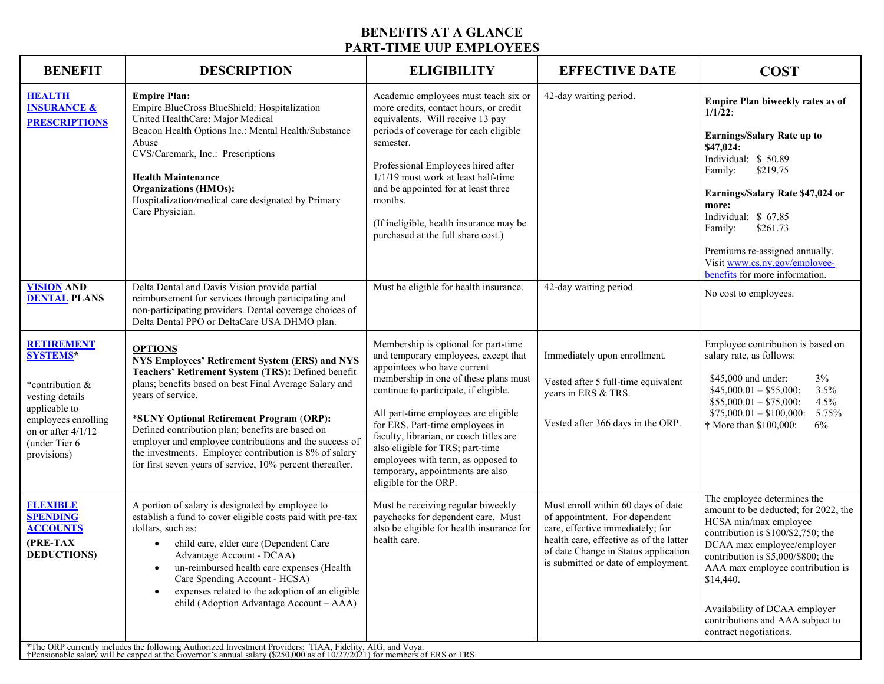# BENEFITS AT A GLANCE
## PART-TIME UUP EMPLOYEES

| BENEFIT | DESCRIPTION | ELIGIBILITY | EFFECTIVE DATE | COST |
|---|---|---|---|---|
| **HEALTH INSURANCE & PRESCRIPTIONS** | **Empire Plan:**<br>Empire BlueCross BlueShield: Hospitalization<br>United HealthCare: Major Medical<br>Beacon Health Options Inc.: Mental Health/Substance Abuse<br>CVS/Caremark, Inc.: Prescriptions<br><br>**Health Maintenance Organizations (HMOs):**<br>Hospitalization/medical care designated by Primary Care Physician. | Academic employees must teach six or more credits, contact hours, or credit equivalents. Will receive 13 pay periods of coverage for each eligible semester.<br><br>Professional Employees hired after 1/1/19 must work at least half-time and be appointed for at least three months.<br><br>(If ineligible, health insurance may be purchased at the full share cost.) | 42-day waiting period. | **Empire Plan biweekly rates as of 1/1/22**:<br><br>**Earnings/Salary Rate up to $47,024:**<br>Individual: $ 50.89<br>Family: $219.75<br><br>**Earnings/Salary Rate $47,024 or more:**<br>Individual: $ 67.85<br>Family: $261.73<br><br>Premiums re-assigned annually. Visit www.cs.ny.gov/employee-benefits for more information. |
| **VISION AND DENTAL PLANS** | Delta Dental and Davis Vision provide partial reimbursement for services through participating and non-participating providers. Dental coverage choices of Delta Dental PPO or DeltaCare USA DHMO plan. | Must be eligible for health insurance. | 42-day waiting period | No cost to employees. |
| **RETIREMENT SYSTEMS***<br><br>*contribution & vesting details applicable to employees enrolling on or after 4/1/12 (under Tier 6 provisions) | **OPTIONS**<br>**NYS Employees' Retirement System (ERS) and NYS Teachers' Retirement System (TRS):** Defined benefit plans; benefits based on best Final Average Salary and years of service.<br><br>***SUNY Optional Retirement Program (ORP):** Defined contribution plan; benefits are based on employer and employee contributions and the success of the investments. Employer contribution is 8% of salary for first seven years of service, 10% percent thereafter. | Membership is optional for part-time and temporary employees, except that appointees who have current membership in one of these plans must continue to participate, if eligible.<br><br>All part-time employees are eligible for ERS. Part-time employees in faculty, librarian, or coach titles are also eligible for TRS; part-time employees with term, as opposed to temporary, appointments are also eligible for the ORP. | Immediately upon enrollment.<br><br>Vested after 5 full-time equivalent years in ERS & TRS.<br><br>Vested after 366 days in the ORP. | Employee contribution is based on salary rate, as follows:<br><br>$45,000 and under: 3%<br>$45,000.01 – $55,000: 3.5%<br>$55,000.01 – $75,000: 4.5%<br>$75,000.01 – $100,000: 5.75%<br>† More than $100,000: 6% |
| **FLEXIBLE SPENDING ACCOUNTS**<br>**(PRE-TAX DEDUCTIONS)** | A portion of salary is designated by employee to establish a fund to cover eligible costs paid with pre-tax dollars, such as:<br>• child care, elder care (Dependent Care Advantage Account - DCAA)<br>• un-reimbursed health care expenses (Health Care Spending Account - HCSA)<br>• expenses related to the adoption of an eligible child (Adoption Advantage Account – AAA) | Must be receiving regular biweekly paychecks for dependent care. Must also be eligible for health insurance for health care. | Must enroll within 60 days of date of appointment. For dependent care, effective immediately; for health care, effective as of the latter of date Change in Status application is submitted or date of employment. | The employee determines the amount to be deducted; for 2022, the HCSA min/max employee contribution is $100/$2,750; the DCAA max employee/employer contribution is $5,000/$800; the AAA max employee contribution is $14,440.<br><br>Availability of DCAA employer contributions and AAA subject to contract negotiations. |

*The ORP currently includes the following Authorized Investment Providers: TIAA, Fidelity, AIG, and Voya.
†Pensionable salary will be capped at the Governor's annual salary ($250,000 as of 10/27/2021) for members of ERS or TRS.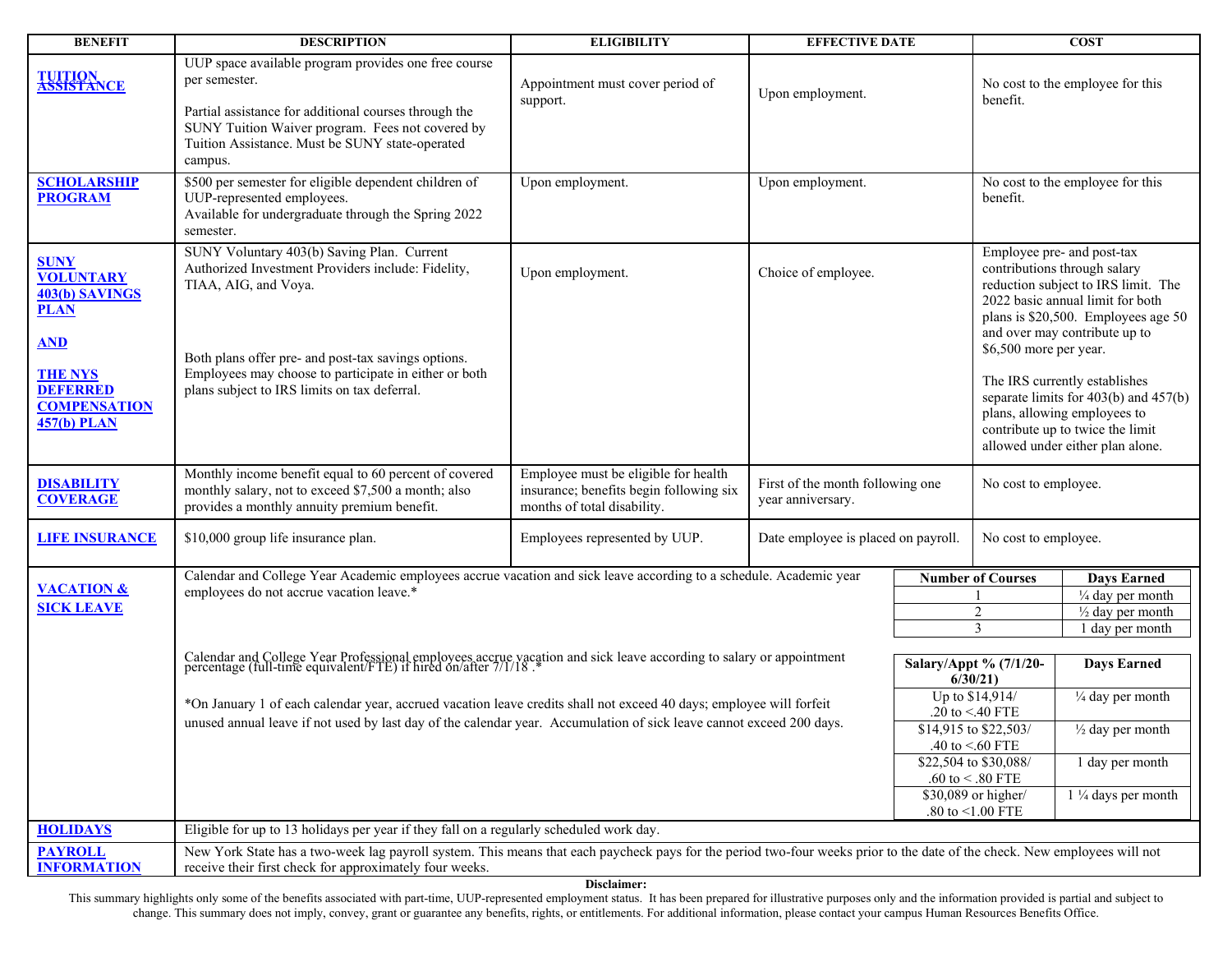| BENEFIT | DESCRIPTION | ELIGIBILITY | EFFECTIVE DATE | COST |
|---|---|---|---|---|
| **TUITION ASSISTANCE** | UUP space available program provides one free course per semester.<br><br>Partial assistance for additional courses through the SUNY Tuition Waiver program. Fees not covered by Tuition Assistance. Must be SUNY state-operated campus. | Appointment must cover period of support. | Upon employment. | No cost to the employee for this benefit. |
| **SCHOLARSHIP PROGRAM** | $500 per semester for eligible dependent children of UUP-represented employees.<br>Available for undergraduate through the Spring 2022 semester. | Upon employment. | Upon employment. | No cost to the employee for this benefit. |
| **SUNY VOLUNTARY 403(b) SAVINGS PLAN**<br><br>**AND**<br><br>**THE NYS DEFERRED COMPENSATION 457(b) PLAN** | SUNY Voluntary 403(b) Saving Plan. Current Authorized Investment Providers include: Fidelity, TIAA, AIG, and Voya.<br><br>Both plans offer pre- and post-tax savings options. Employees may choose to participate in either or both plans subject to IRS limits on tax deferral. | Upon employment. | Choice of employee. | Employee pre- and post-tax contributions through salary reduction subject to IRS limit. The 2022 basic annual limit for both plans is $20,500. Employees age 50 and over may contribute up to $6,500 more per year.<br><br>The IRS currently establishes separate limits for 403(b) and 457(b) plans, allowing employees to contribute up to twice the limit allowed under either plan alone. |
| **DISABILITY COVERAGE** | Monthly income benefit equal to 60 percent of covered monthly salary, not to exceed $7,500 a month; also provides a monthly annuity premium benefit. | Employee must be eligible for health insurance; benefits begin following six months of total disability. | First of the month following one year anniversary. | No cost to employee. |
| **LIFE INSURANCE** | $10,000 group life insurance plan. | Employees represented by UUP. | Date employee is placed on payroll. | No cost to employee. |

**VACATION & SICK LEAVE**

Calendar and College Year Academic employees accrue vacation and sick leave according to a schedule. Academic year employees do not accrue vacation leave.*

| Number of Courses | Days Earned |
|---|---|
| 1 | ¼ day per month |
| 2 | ½ day per month |
| 3 | 1 day per month |

Calendar and College Year Professional employees accrue vacation and sick leave according to salary or appointment percentage (full-time equivalent/FTE) if hired on/after 7/1/18 .*

| Salary/Appt % (7/1/20-6/30/21) | Days Earned |
|---|---|
| Up to $14,914/ .20 to <.40 FTE | ¼ day per month |
| $14,915 to $22,503/ .40 to <.60 FTE | ½ day per month |
| $22,504 to $30,088/ .60 to < .80 FTE | 1 day per month |
| $30,089 or higher/ .80 to <1.00 FTE | 1 ¼ days per month |

*On January 1 of each calendar year, accrued vacation leave credits shall not exceed 40 days; employee will forfeit unused annual leave if not used by last day of the calendar year. Accumulation of sick leave cannot exceed 200 days.

**HOLIDAYS**

Eligible for up to 13 holidays per year if they fall on a regularly scheduled work day.

**PAYROLL INFORMATION**

New York State has a two-week lag payroll system. This means that each paycheck pays for the period two-four weeks prior to the date of the check. New employees will not receive their first check for approximately four weeks.

**Disclaimer:**

This summary highlights only some of the benefits associated with part-time, UUP-represented employment status. It has been prepared for illustrative purposes only and the information provided is partial and subject to change. This summary does not imply, convey, grant or guarantee any benefits, rights, or entitlements. For additional information, please contact your campus Human Resources Benefits Office.